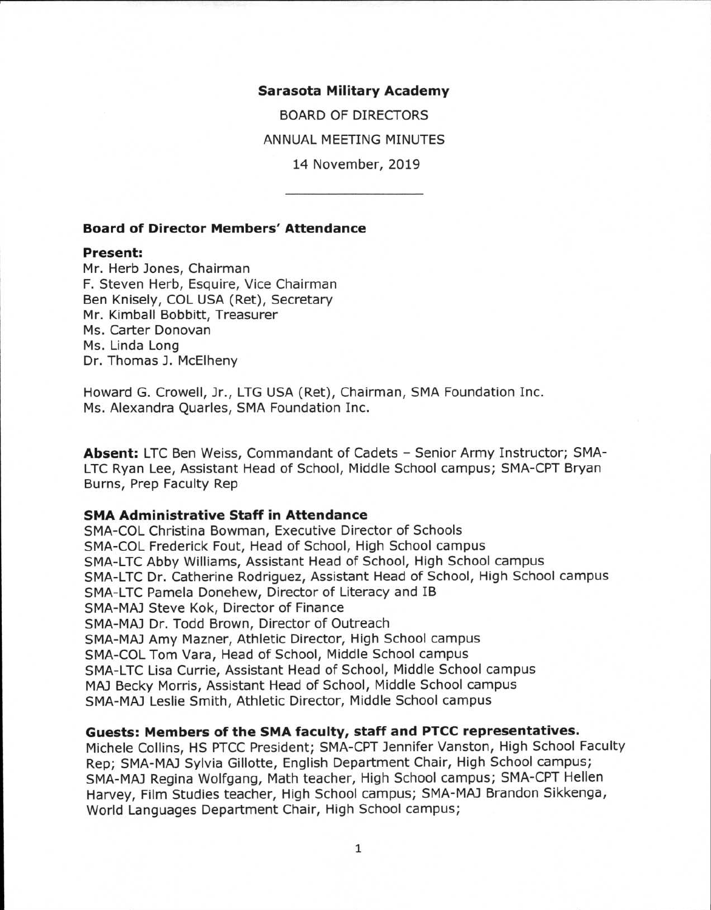# Sarasota Military Academy

BOARD OF DIRECTORS

ANNUAL MEETING MINUTES

14 November, 2019

---

### Board of Director Members' Attendance

**Present:**

Mr. Herb Jones, Chairman
F. Steven Herb, Esquire, Vice Chairman
Ben Knisely, COL USA (Ret), Secretary
Mr. Kimball Bobbitt, Treasurer
Ms. Carter Donovan
Ms. Linda Long
Dr. Thomas J. McElheny

Howard G. Crowell, Jr., LTG USA (Ret), Chairman, SMA Foundation Inc.
Ms. Alexandra Quarles, SMA Foundation Inc.

**Absent:** LTC Ben Weiss, Commandant of Cadets – Senior Army Instructor; SMA-LTC Ryan Lee, Assistant Head of School, Middle School campus; SMA-CPT Bryan Burns, Prep Faculty Rep

### SMA Administrative Staff in Attendance

SMA-COL Christina Bowman, Executive Director of Schools
SMA-COL Frederick Fout, Head of School, High School campus
SMA-LTC Abby Williams, Assistant Head of School, High School campus
SMA-LTC Dr. Catherine Rodriguez, Assistant Head of School, High School campus
SMA-LTC Pamela Donehew, Director of Literacy and IB
SMA-MAJ Steve Kok, Director of Finance
SMA-MAJ Dr. Todd Brown, Director of Outreach
SMA-MAJ Amy Mazner, Athletic Director, High School campus
SMA-COL Tom Vara, Head of School, Middle School campus
SMA-LTC Lisa Currie, Assistant Head of School, Middle School campus
MAJ Becky Morris, Assistant Head of School, Middle School campus
SMA-MAJ Leslie Smith, Athletic Director, Middle School campus

### Guests: Members of the SMA faculty, staff and PTCC representatives.

Michele Collins, HS PTCC President; SMA-CPT Jennifer Vanston, High School Faculty Rep; SMA-MAJ Sylvia Gillotte, English Department Chair, High School campus; SMA-MAJ Regina Wolfgang, Math teacher, High School campus; SMA-CPT Hellen Harvey, Film Studies teacher, High School campus; SMA-MAJ Brandon Sikkenga, World Languages Department Chair, High School campus;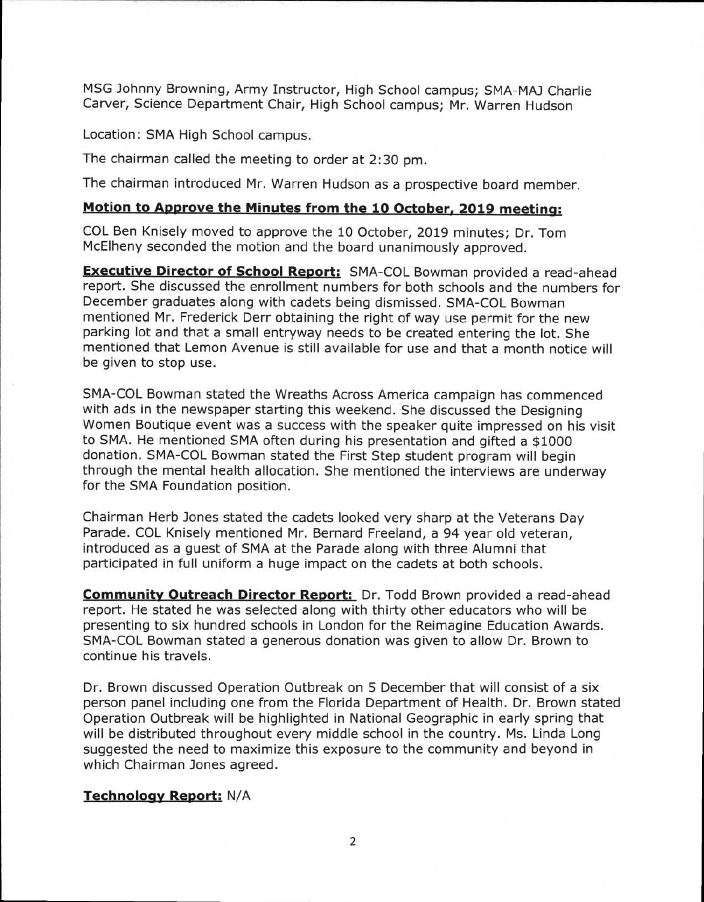MSG Johnny Browning, Army Instructor, High School campus; SMA-MAJ Charlie Carver, Science Department Chair, High School campus; Mr. Warren Hudson

Location: SMA High School campus.

The chairman called the meeting to order at 2:30 pm.

The chairman introduced Mr. Warren Hudson as a prospective board member.

**Motion to Approve the Minutes from the 10 October, 2019 meeting:**

COL Ben Knisely moved to approve the 10 October, 2019 minutes; Dr. Tom McElheny seconded the motion and the board unanimously approved.

**Executive Director of School Report:** SMA-COL Bowman provided a read-ahead report. She discussed the enrollment numbers for both schools and the numbers for December graduates along with cadets being dismissed. SMA-COL Bowman mentioned Mr. Frederick Derr obtaining the right of way use permit for the new parking lot and that a small entryway needs to be created entering the lot. She mentioned that Lemon Avenue is still available for use and that a month notice will be given to stop use.

SMA-COL Bowman stated the Wreaths Across America campaign has commenced with ads in the newspaper starting this weekend. She discussed the Designing Women Boutique event was a success with the speaker quite impressed on his visit to SMA. He mentioned SMA often during his presentation and gifted a $1000 donation. SMA-COL Bowman stated the First Step student program will begin through the mental health allocation. She mentioned the interviews are underway for the SMA Foundation position.

Chairman Herb Jones stated the cadets looked very sharp at the Veterans Day Parade. COL Knisely mentioned Mr. Bernard Freeland, a 94 year old veteran, introduced as a guest of SMA at the Parade along with three Alumni that participated in full uniform a huge impact on the cadets at both schools.

**Community Outreach Director Report:** Dr. Todd Brown provided a read-ahead report. He stated he was selected along with thirty other educators who will be presenting to six hundred schools in London for the Reimagine Education Awards. SMA-COL Bowman stated a generous donation was given to allow Dr. Brown to continue his travels.

Dr. Brown discussed Operation Outbreak on 5 December that will consist of a six person panel including one from the Florida Department of Health. Dr. Brown stated Operation Outbreak will be highlighted in National Geographic in early spring that will be distributed throughout every middle school in the country. Ms. Linda Long suggested the need to maximize this exposure to the community and beyond in which Chairman Jones agreed.

**Technology Report:** N/A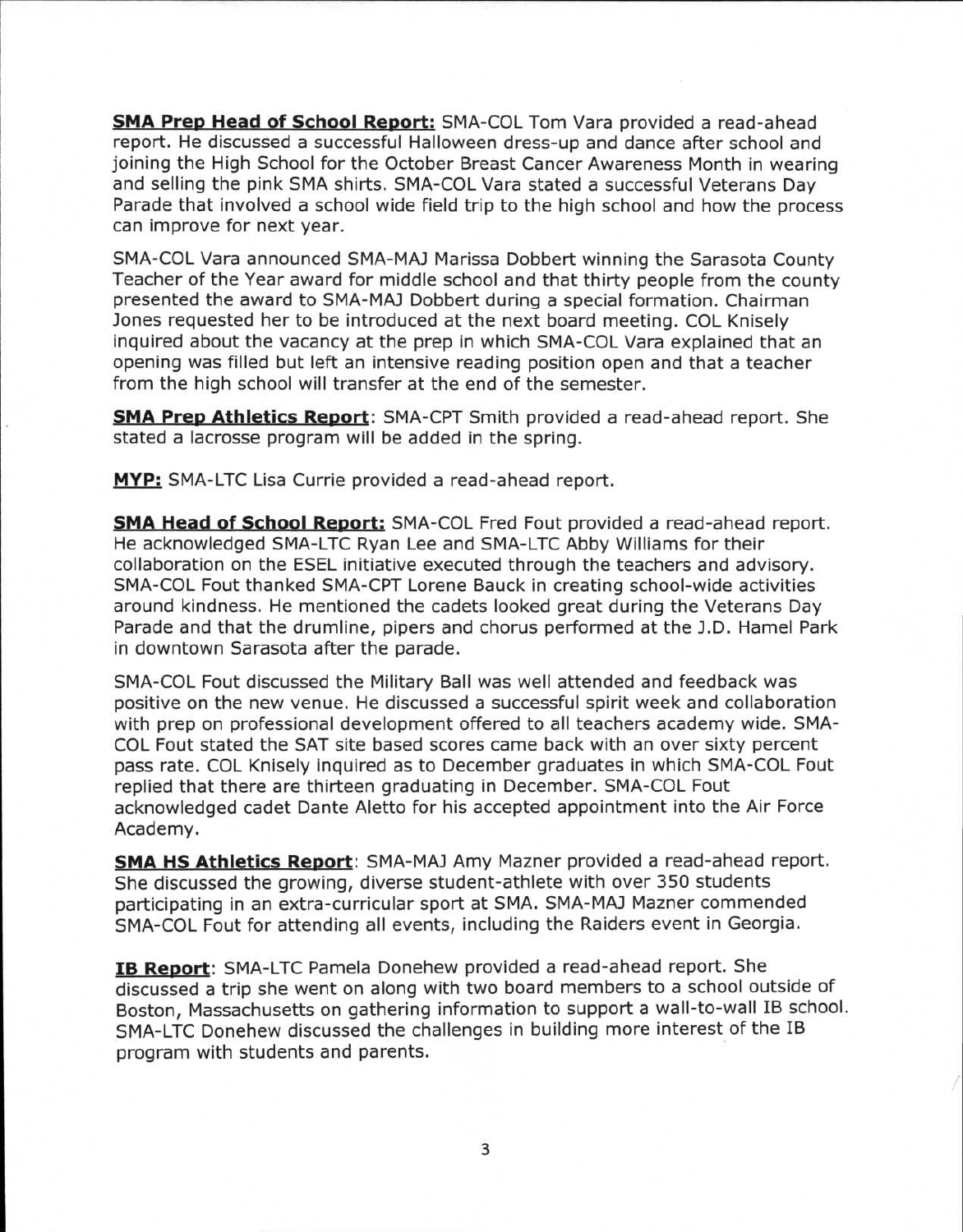**SMA Prep Head of School Report:** SMA-COL Tom Vara provided a read-ahead report. He discussed a successful Halloween dress-up and dance after school and joining the High School for the October Breast Cancer Awareness Month in wearing and selling the pink SMA shirts. SMA-COL Vara stated a successful Veterans Day Parade that involved a school wide field trip to the high school and how the process can improve for next year.

SMA-COL Vara announced SMA-MAJ Marissa Dobbert winning the Sarasota County Teacher of the Year award for middle school and that thirty people from the county presented the award to SMA-MAJ Dobbert during a special formation. Chairman Jones requested her to be introduced at the next board meeting. COL Knisely inquired about the vacancy at the prep in which SMA-COL Vara explained that an opening was filled but left an intensive reading position open and that a teacher from the high school will transfer at the end of the semester.

**SMA Prep Athletics Report**: SMA-CPT Smith provided a read-ahead report. She stated a lacrosse program will be added in the spring.

**MYP:** SMA-LTC Lisa Currie provided a read-ahead report.

**SMA Head of School Report:** SMA-COL Fred Fout provided a read-ahead report. He acknowledged SMA-LTC Ryan Lee and SMA-LTC Abby Williams for their collaboration on the ESEL initiative executed through the teachers and advisory. SMA-COL Fout thanked SMA-CPT Lorene Bauck in creating school-wide activities around kindness. He mentioned the cadets looked great during the Veterans Day Parade and that the drumline, pipers and chorus performed at the J.D. Hamel Park in downtown Sarasota after the parade.

SMA-COL Fout discussed the Military Ball was well attended and feedback was positive on the new venue. He discussed a successful spirit week and collaboration with prep on professional development offered to all teachers academy wide. SMA-COL Fout stated the SAT site based scores came back with an over sixty percent pass rate. COL Knisely inquired as to December graduates in which SMA-COL Fout replied that there are thirteen graduating in December. SMA-COL Fout acknowledged cadet Dante Aletto for his accepted appointment into the Air Force Academy.

**SMA HS Athletics Report**: SMA-MAJ Amy Mazner provided a read-ahead report. She discussed the growing, diverse student-athlete with over 350 students participating in an extra-curricular sport at SMA. SMA-MAJ Mazner commended SMA-COL Fout for attending all events, including the Raiders event in Georgia.

**IB Report**: SMA-LTC Pamela Donehew provided a read-ahead report. She discussed a trip she went on along with two board members to a school outside of Boston, Massachusetts on gathering information to support a wall-to-wall IB school. SMA-LTC Donehew discussed the challenges in building more interest of the IB program with students and parents.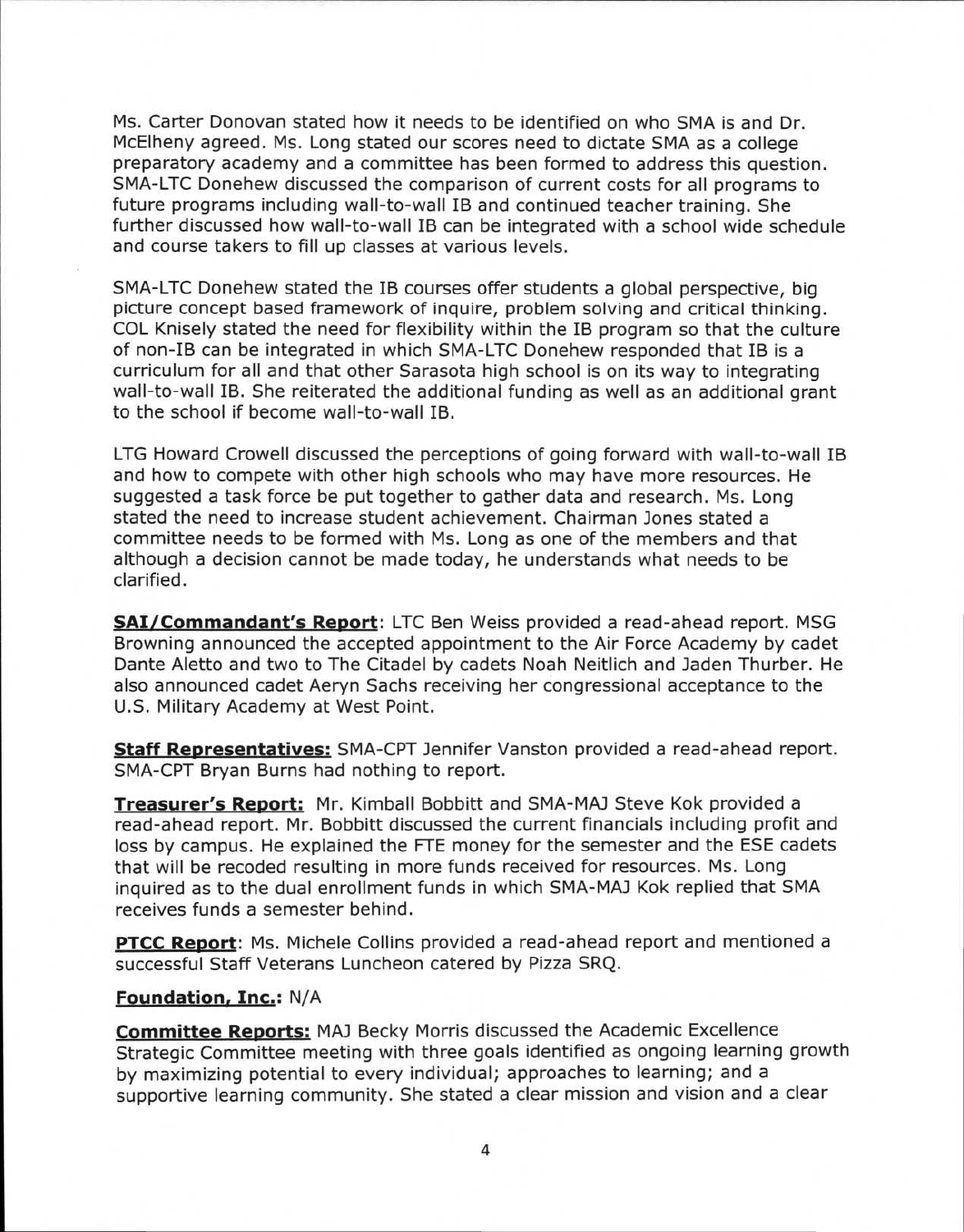Ms. Carter Donovan stated how it needs to be identified on who SMA is and Dr. McElheny agreed. Ms. Long stated our scores need to dictate SMA as a college preparatory academy and a committee has been formed to address this question. SMA-LTC Donehew discussed the comparison of current costs for all programs to future programs including wall-to-wall IB and continued teacher training. She further discussed how wall-to-wall IB can be integrated with a school wide schedule and course takers to fill up classes at various levels.

SMA-LTC Donehew stated the IB courses offer students a global perspective, big picture concept based framework of inquire, problem solving and critical thinking. COL Knisely stated the need for flexibility within the IB program so that the culture of non-IB can be integrated in which SMA-LTC Donehew responded that IB is a curriculum for all and that other Sarasota high school is on its way to integrating wall-to-wall IB. She reiterated the additional funding as well as an additional grant to the school if become wall-to-wall IB.

LTG Howard Crowell discussed the perceptions of going forward with wall-to-wall IB and how to compete with other high schools who may have more resources. He suggested a task force be put together to gather data and research. Ms. Long stated the need to increase student achievement. Chairman Jones stated a committee needs to be formed with Ms. Long as one of the members and that although a decision cannot be made today, he understands what needs to be clarified.

**SAI/Commandant's Report**: LTC Ben Weiss provided a read-ahead report. MSG Browning announced the accepted appointment to the Air Force Academy by cadet Dante Aletto and two to The Citadel by cadets Noah Neitlich and Jaden Thurber. He also announced cadet Aeryn Sachs receiving her congressional acceptance to the U.S. Military Academy at West Point.

**Staff Representatives:** SMA-CPT Jennifer Vanston provided a read-ahead report. SMA-CPT Bryan Burns had nothing to report.

**Treasurer's Report:** Mr. Kimball Bobbitt and SMA-MAJ Steve Kok provided a read-ahead report. Mr. Bobbitt discussed the current financials including profit and loss by campus. He explained the FTE money for the semester and the ESE cadets that will be recoded resulting in more funds received for resources. Ms. Long inquired as to the dual enrollment funds in which SMA-MAJ Kok replied that SMA receives funds a semester behind.

**PTCC Report**: Ms. Michele Collins provided a read-ahead report and mentioned a successful Staff Veterans Luncheon catered by Pizza SRQ.

**Foundation, Inc.:** N/A

**Committee Reports:** MAJ Becky Morris discussed the Academic Excellence Strategic Committee meeting with three goals identified as ongoing learning growth by maximizing potential to every individual; approaches to learning; and a supportive learning community. She stated a clear mission and vision and a clear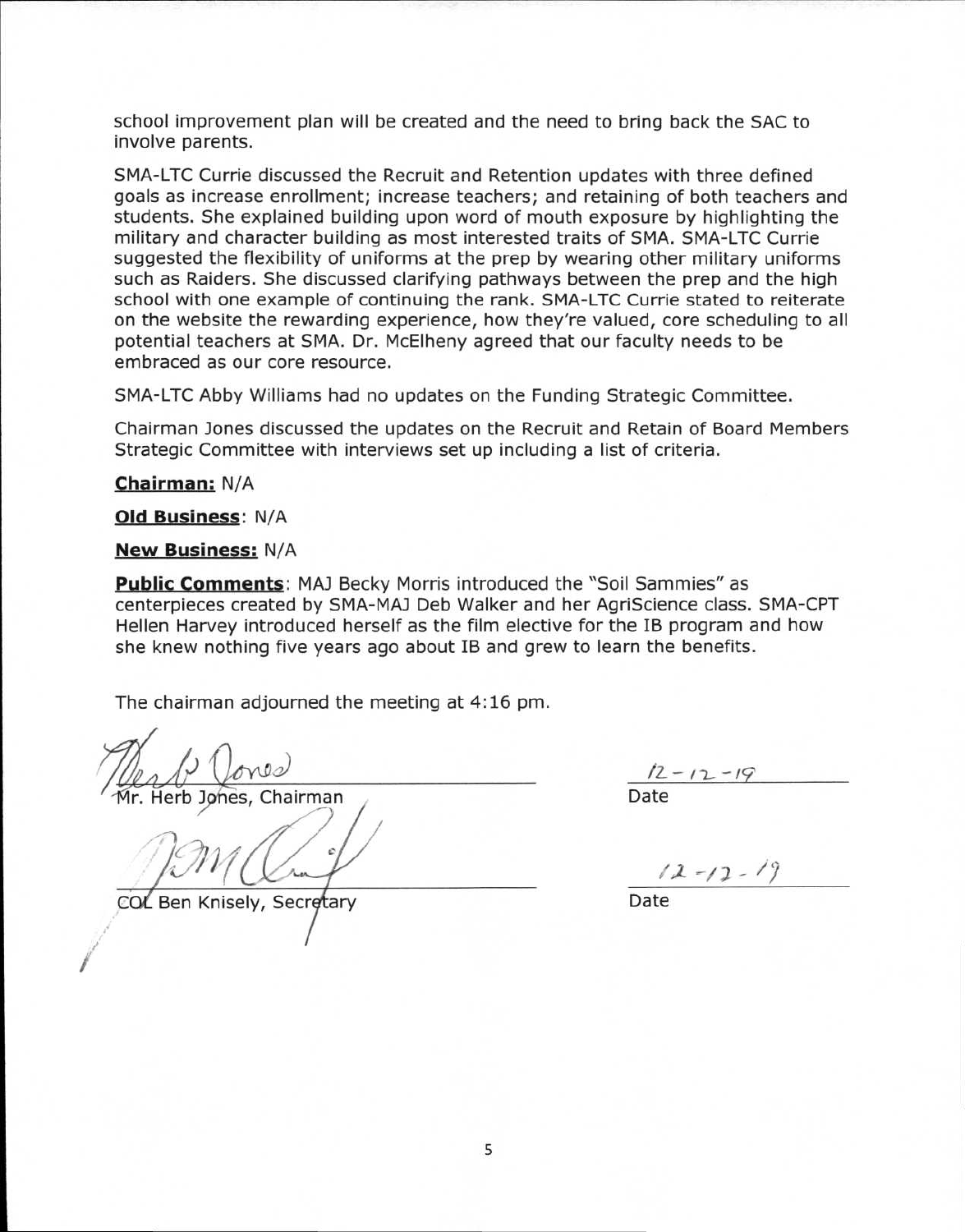school improvement plan will be created and the need to bring back the SAC to involve parents.

SMA-LTC Currie discussed the Recruit and Retention updates with three defined goals as increase enrollment; increase teachers; and retaining of both teachers and students. She explained building upon word of mouth exposure by highlighting the military and character building as most interested traits of SMA. SMA-LTC Currie suggested the flexibility of uniforms at the prep by wearing other military uniforms such as Raiders. She discussed clarifying pathways between the prep and the high school with one example of continuing the rank. SMA-LTC Currie stated to reiterate on the website the rewarding experience, how they're valued, core scheduling to all potential teachers at SMA. Dr. McElheny agreed that our faculty needs to be embraced as our core resource.

SMA-LTC Abby Williams had no updates on the Funding Strategic Committee.

Chairman Jones discussed the updates on the Recruit and Retain of Board Members Strategic Committee with interviews set up including a list of criteria.

**Chairman:** N/A

**Old Business**: N/A

**New Business:** N/A

**Public Comments**: MAJ Becky Morris introduced the "Soil Sammies" as centerpieces created by SMA-MAJ Deb Walker and her AgriScience class. SMA-CPT Hellen Harvey introduced herself as the film elective for the IB program and how she knew nothing five years ago about IB and grew to learn the benefits.

The chairman adjourned the meeting at 4:16 pm.

Mr. Herb Jones, Chairman — Date: 12-12-19

COL Ben Knisely, Secretary — Date: 12-12-19